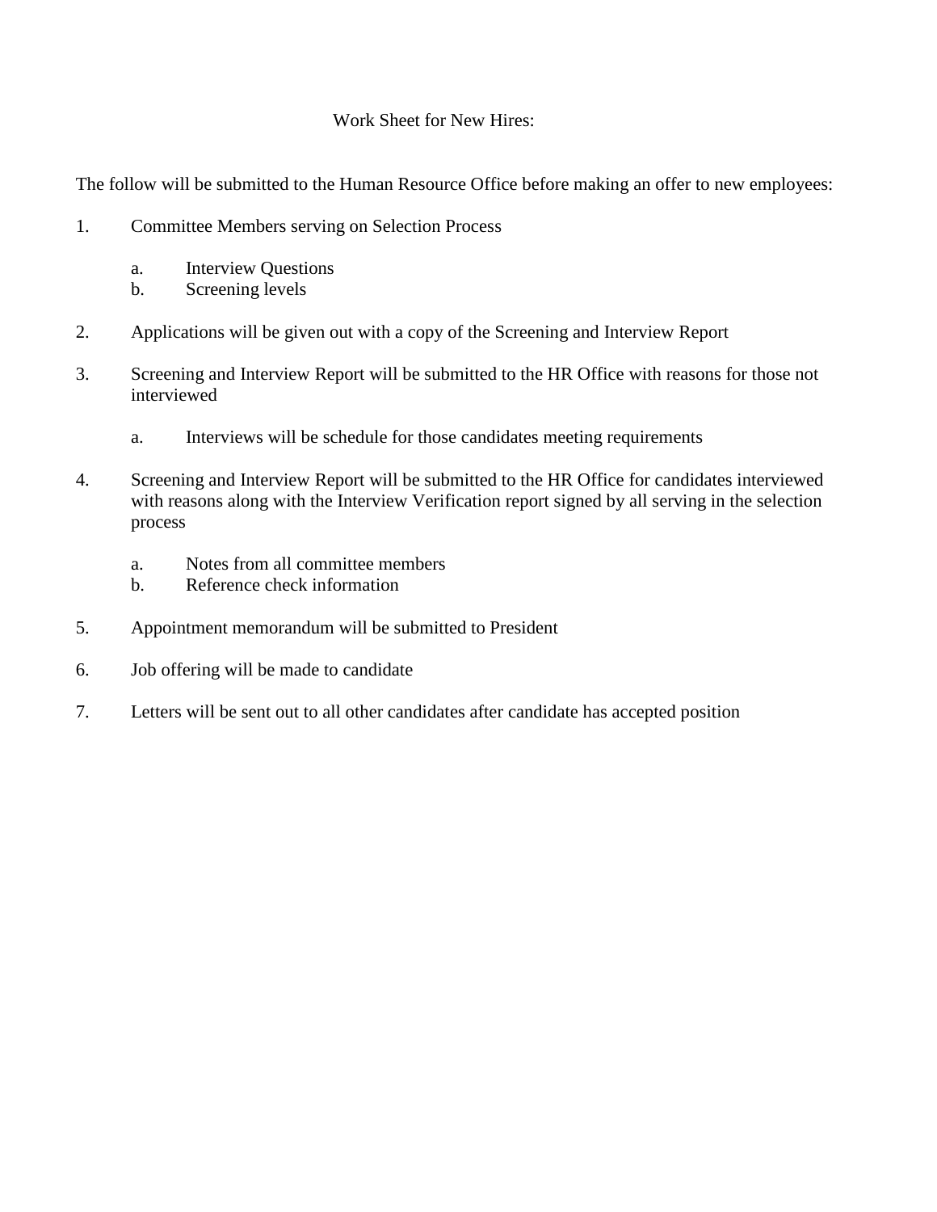# Work Sheet for New Hires:

The follow will be submitted to the Human Resource Office before making an offer to new employees:

1. Committee Members serving on Selection Process

   a. Interview Questions
   b. Screening levels

2. Applications will be given out with a copy of the Screening and Interview Report

3. Screening and Interview Report will be submitted to the HR Office with reasons for those not interviewed

   a. Interviews will be schedule for those candidates meeting requirements

4. Screening and Interview Report will be submitted to the HR Office for candidates interviewed with reasons along with the Interview Verification report signed by all serving in the selection process

   a. Notes from all committee members
   b. Reference check information

5. Appointment memorandum will be submitted to President

6. Job offering will be made to candidate

7. Letters will be sent out to all other candidates after candidate has accepted position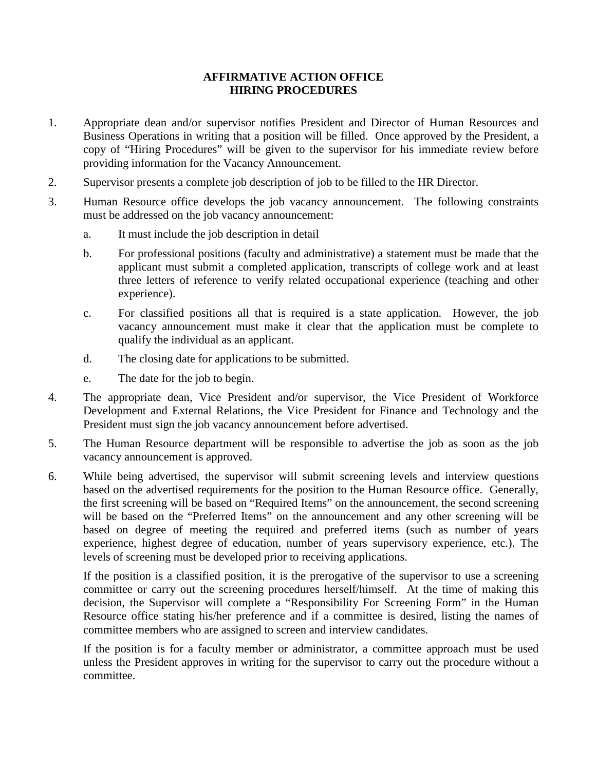**AFFIRMATIVE ACTION OFFICE**
**HIRING PROCEDURES**

1. Appropriate dean and/or supervisor notifies President and Director of Human Resources and Business Operations in writing that a position will be filled. Once approved by the President, a copy of "Hiring Procedures" will be given to the supervisor for his immediate review before providing information for the Vacancy Announcement.

2. Supervisor presents a complete job description of job to be filled to the HR Director.

3. Human Resource office develops the job vacancy announcement. The following constraints must be addressed on the job vacancy announcement:

   a. It must include the job description in detail

   b. For professional positions (faculty and administrative) a statement must be made that the applicant must submit a completed application, transcripts of college work and at least three letters of reference to verify related occupational experience (teaching and other experience).

   c. For classified positions all that is required is a state application. However, the job vacancy announcement must make it clear that the application must be complete to qualify the individual as an applicant.

   d. The closing date for applications to be submitted.

   e. The date for the job to begin.

4. The appropriate dean, Vice President and/or supervisor, the Vice President of Workforce Development and External Relations, the Vice President for Finance and Technology and the President must sign the job vacancy announcement before advertised.

5. The Human Resource department will be responsible to advertise the job as soon as the job vacancy announcement is approved.

6. While being advertised, the supervisor will submit screening levels and interview questions based on the advertised requirements for the position to the Human Resource office. Generally, the first screening will be based on "Required Items" on the announcement, the second screening will be based on the "Preferred Items" on the announcement and any other screening will be based on degree of meeting the required and preferred items (such as number of years experience, highest degree of education, number of years supervisory experience, etc.). The levels of screening must be developed prior to receiving applications.

   If the position is a classified position, it is the prerogative of the supervisor to use a screening committee or carry out the screening procedures herself/himself. At the time of making this decision, the Supervisor will complete a "Responsibility For Screening Form" in the Human Resource office stating his/her preference and if a committee is desired, listing the names of committee members who are assigned to screen and interview candidates.

   If the position is for a faculty member or administrator, a committee approach must be used unless the President approves in writing for the supervisor to carry out the procedure without a committee.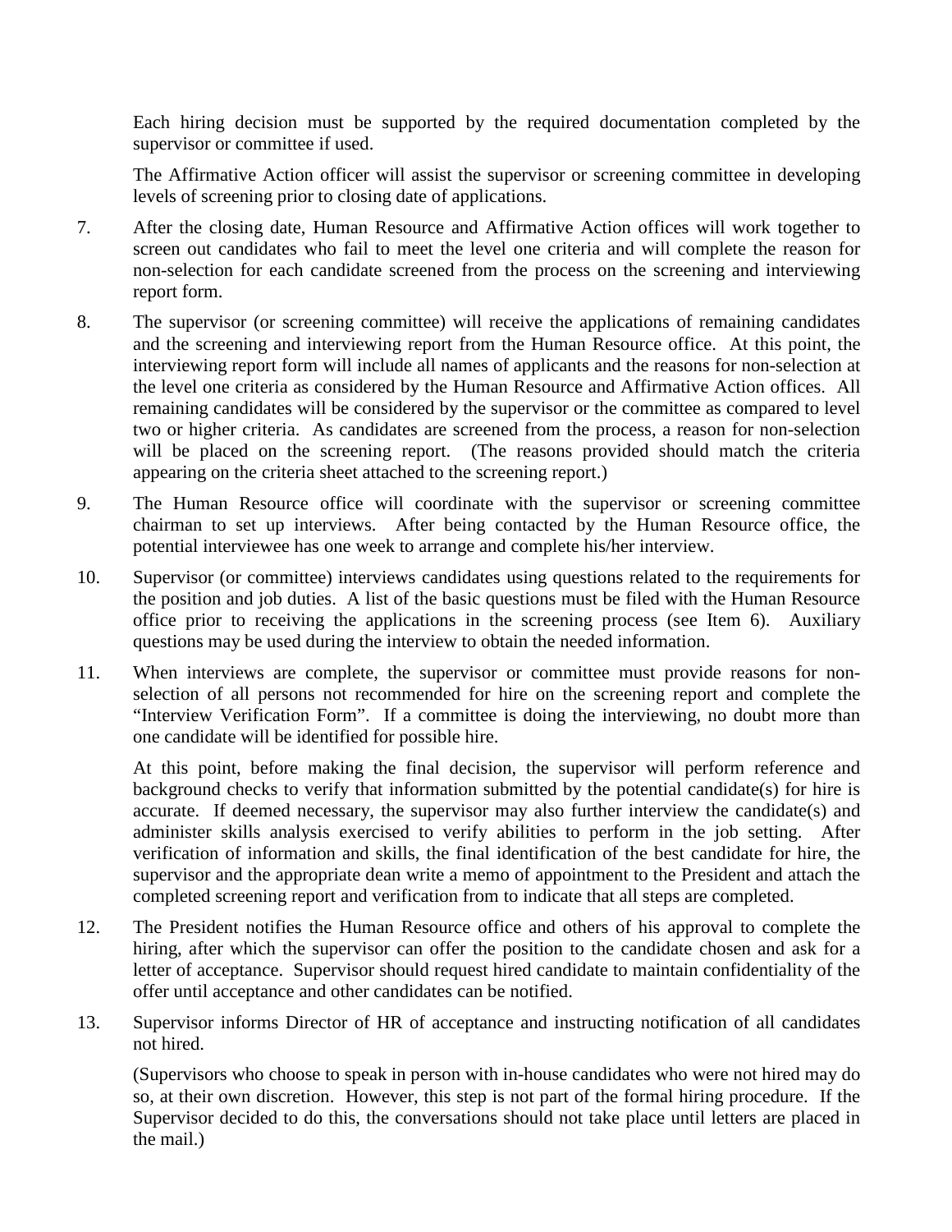Each hiring decision must be supported by the required documentation completed by the supervisor or committee if used.

The Affirmative Action officer will assist the supervisor or screening committee in developing levels of screening prior to closing date of applications.

7. After the closing date, Human Resource and Affirmative Action offices will work together to screen out candidates who fail to meet the level one criteria and will complete the reason for non-selection for each candidate screened from the process on the screening and interviewing report form.

8. The supervisor (or screening committee) will receive the applications of remaining candidates and the screening and interviewing report from the Human Resource office. At this point, the interviewing report form will include all names of applicants and the reasons for non-selection at the level one criteria as considered by the Human Resource and Affirmative Action offices. All remaining candidates will be considered by the supervisor or the committee as compared to level two or higher criteria. As candidates are screened from the process, a reason for non-selection will be placed on the screening report. (The reasons provided should match the criteria appearing on the criteria sheet attached to the screening report.)

9. The Human Resource office will coordinate with the supervisor or screening committee chairman to set up interviews. After being contacted by the Human Resource office, the potential interviewee has one week to arrange and complete his/her interview.

10. Supervisor (or committee) interviews candidates using questions related to the requirements for the position and job duties. A list of the basic questions must be filed with the Human Resource office prior to receiving the applications in the screening process (see Item 6). Auxiliary questions may be used during the interview to obtain the needed information.

11. When interviews are complete, the supervisor or committee must provide reasons for non-selection of all persons not recommended for hire on the screening report and complete the "Interview Verification Form". If a committee is doing the interviewing, no doubt more than one candidate will be identified for possible hire.

    At this point, before making the final decision, the supervisor will perform reference and background checks to verify that information submitted by the potential candidate(s) for hire is accurate. If deemed necessary, the supervisor may also further interview the candidate(s) and administer skills analysis exercised to verify abilities to perform in the job setting. After verification of information and skills, the final identification of the best candidate for hire, the supervisor and the appropriate dean write a memo of appointment to the President and attach the completed screening report and verification from to indicate that all steps are completed.

12. The President notifies the Human Resource office and others of his approval to complete the hiring, after which the supervisor can offer the position to the candidate chosen and ask for a letter of acceptance. Supervisor should request hired candidate to maintain confidentiality of the offer until acceptance and other candidates can be notified.

13. Supervisor informs Director of HR of acceptance and instructing notification of all candidates not hired.

    (Supervisors who choose to speak in person with in-house candidates who were not hired may do so, at their own discretion. However, this step is not part of the formal hiring procedure. If the Supervisor decided to do this, the conversations should not take place until letters are placed in the mail.)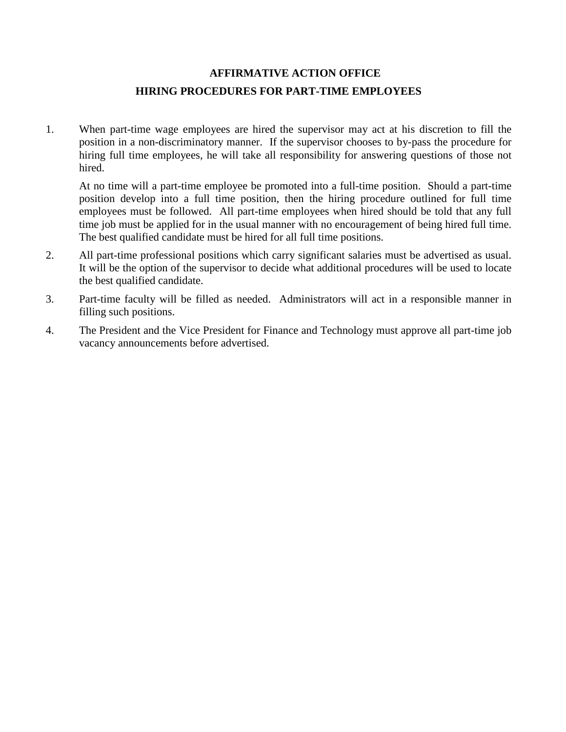## AFFIRMATIVE ACTION OFFICE

## HIRING PROCEDURES FOR PART-TIME EMPLOYEES

1. When part-time wage employees are hired the supervisor may act at his discretion to fill the position in a non-discriminatory manner. If the supervisor chooses to by-pass the procedure for hiring full time employees, he will take all responsibility for answering questions of those not hired.

   At no time will a part-time employee be promoted into a full-time position. Should a part-time position develop into a full time position, then the hiring procedure outlined for full time employees must be followed. All part-time employees when hired should be told that any full time job must be applied for in the usual manner with no encouragement of being hired full time. The best qualified candidate must be hired for all full time positions.

2. All part-time professional positions which carry significant salaries must be advertised as usual. It will be the option of the supervisor to decide what additional procedures will be used to locate the best qualified candidate.

3. Part-time faculty will be filled as needed. Administrators will act in a responsible manner in filling such positions.

4. The President and the Vice President for Finance and Technology must approve all part-time job vacancy announcements before advertised.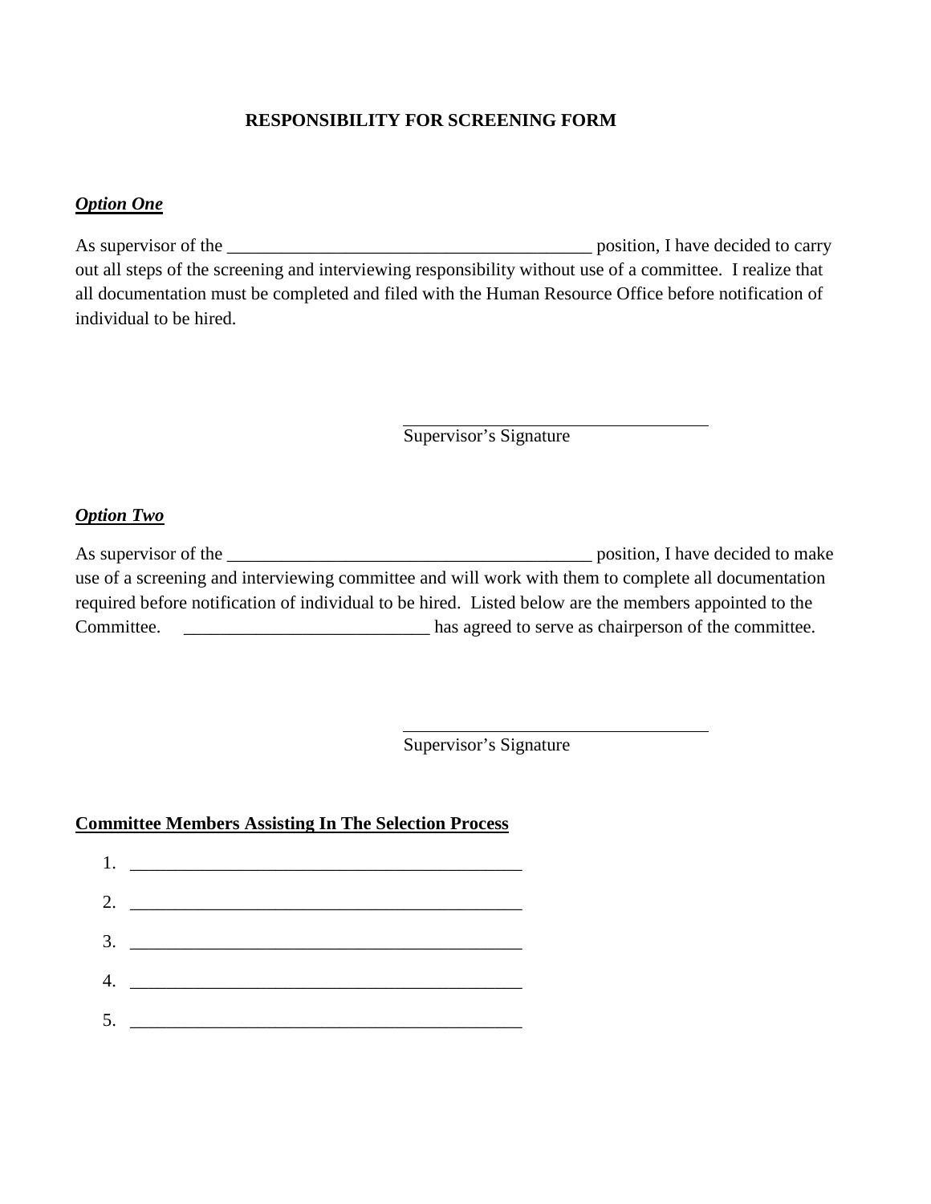# RESPONSIBILITY FOR SCREENING FORM

***Option One***

As supervisor of the ________________________________________ position, I have decided to carry out all steps of the screening and interviewing responsibility without use of a committee. I realize that all documentation must be completed and filed with the Human Resource Office before notification of individual to be hired.

__________________________________
Supervisor's Signature

***Option Two***

As supervisor of the ________________________________________ position, I have decided to make use of a screening and interviewing committee and will work with them to complete all documentation required before notification of individual to be hired. Listed below are the members appointed to the Committee. ___________________________ has agreed to serve as chairperson of the committee.

__________________________________
Supervisor's Signature

**Committee Members Assisting In The Selection Process**

1. ____________________________________________
2. ____________________________________________
3. ____________________________________________
4. ____________________________________________
5. ____________________________________________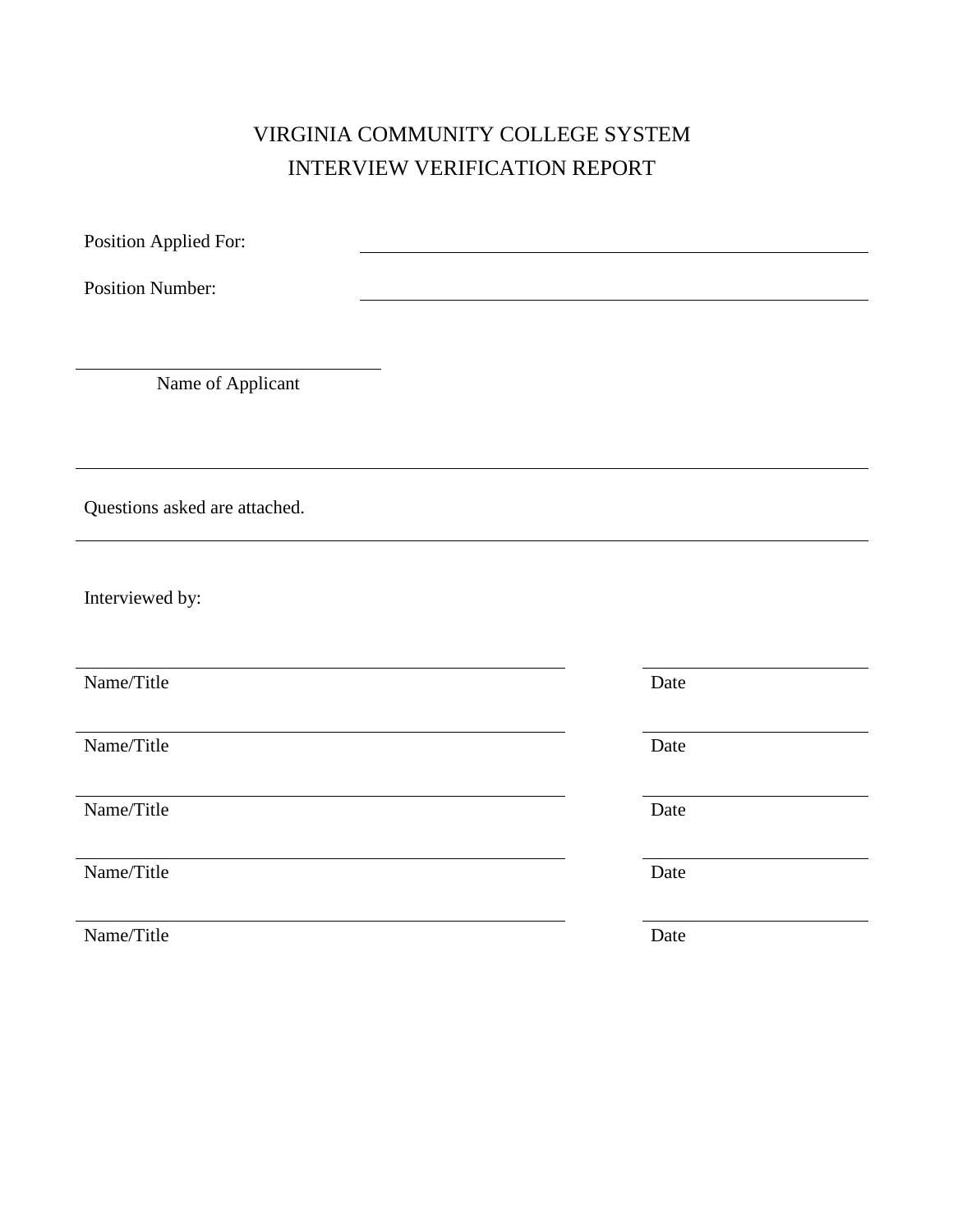# VIRGINIA COMMUNITY COLLEGE SYSTEM
# INTERVIEW VERIFICATION REPORT

Position Applied For: ______________________________

Position Number: ______________________________

______________________________
Name of Applicant

---

Questions asked are attached.

---

Interviewed by:

| ______________________________ | ______________ |
|---|---|
| Name/Title | Date |
| Name/Title | Date |
| Name/Title | Date |
| Name/Title | Date |
| Name/Title | Date |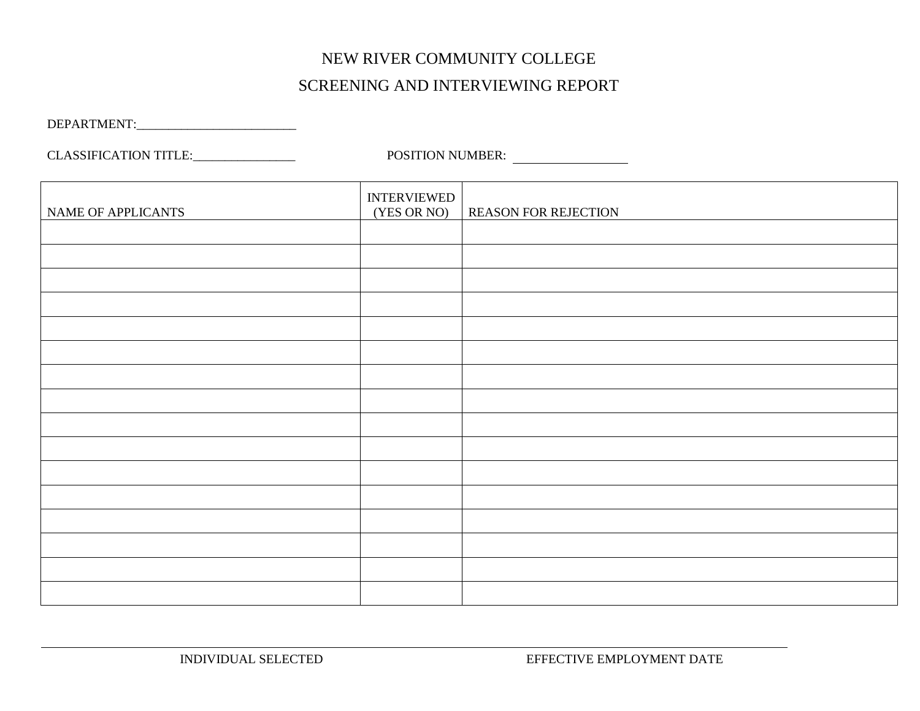# NEW RIVER COMMUNITY COLLEGE

## SCREENING AND INTERVIEWING REPORT

DEPARTMENT:_________________________

CLASSIFICATION TITLE:________________ POSITION NUMBER: __________________

| NAME OF APPLICANTS | INTERVIEWED (YES OR NO) | REASON FOR REJECTION |
|---|---|---|
| | | |
| | | |
| | | |
| | | |
| | | |
| | | |
| | | |
| | | |
| | | |
| | | |
| | | |
| | | |
| | | |
| | | |
| | | |
| | | |

_____________________________________________________________________________________

INDIVIDUAL SELECTED EFFECTIVE EMPLOYMENT DATE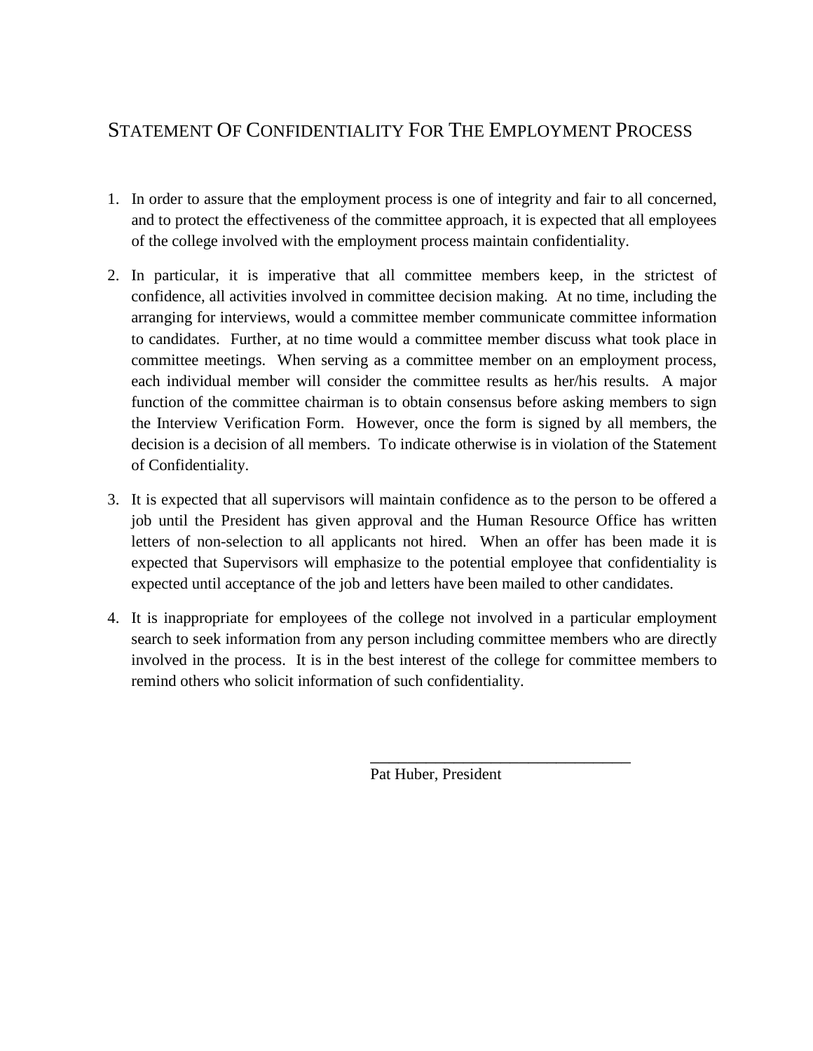# STATEMENT OF CONFIDENTIALITY FOR THE EMPLOYMENT PROCESS

1. In order to assure that the employment process is one of integrity and fair to all concerned, and to protect the effectiveness of the committee approach, it is expected that all employees of the college involved with the employment process maintain confidentiality.

2. In particular, it is imperative that all committee members keep, in the strictest of confidence, all activities involved in committee decision making. At no time, including the arranging for interviews, would a committee member communicate committee information to candidates. Further, at no time would a committee member discuss what took place in committee meetings. When serving as a committee member on an employment process, each individual member will consider the committee results as her/his results. A major function of the committee chairman is to obtain consensus before asking members to sign the Interview Verification Form. However, once the form is signed by all members, the decision is a decision of all members. To indicate otherwise is in violation of the Statement of Confidentiality.

3. It is expected that all supervisors will maintain confidence as to the person to be offered a job until the President has given approval and the Human Resource Office has written letters of non-selection to all applicants not hired. When an offer has been made it is expected that Supervisors will emphasize to the potential employee that confidentiality is expected until acceptance of the job and letters have been mailed to other candidates.

4. It is inappropriate for employees of the college not involved in a particular employment search to seek information from any person including committee members who are directly involved in the process. It is in the best interest of the college for committee members to remind others who solicit information of such confidentiality.

_________________________________

Pat Huber, President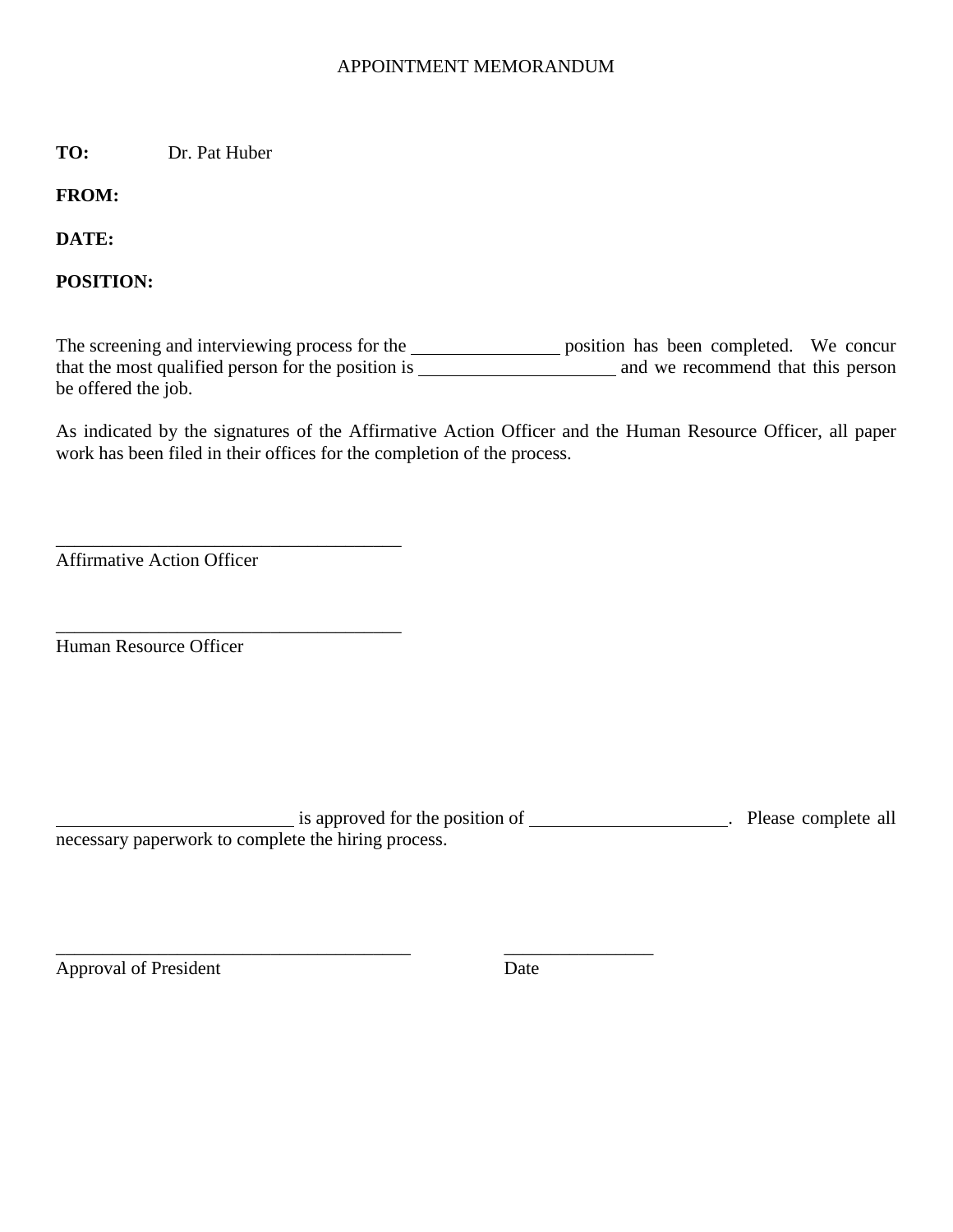APPOINTMENT MEMORANDUM

**TO:** Dr. Pat Huber

**FROM:**

**DATE:**

**POSITION:**

The screening and interviewing process for the ________________ position has been completed. We concur that the most qualified person for the position is _____________________ and we recommend that this person be offered the job.

As indicated by the signatures of the Affirmative Action Officer and the Human Resource Officer, all paper work has been filed in their offices for the completion of the process.

_____________________________________
Affirmative Action Officer

_____________________________________
Human Resource Officer

__________________________ is approved for the position of _____________________. Please complete all necessary paperwork to complete the hiring process.

_______________________________________ ________________
Approval of President Date